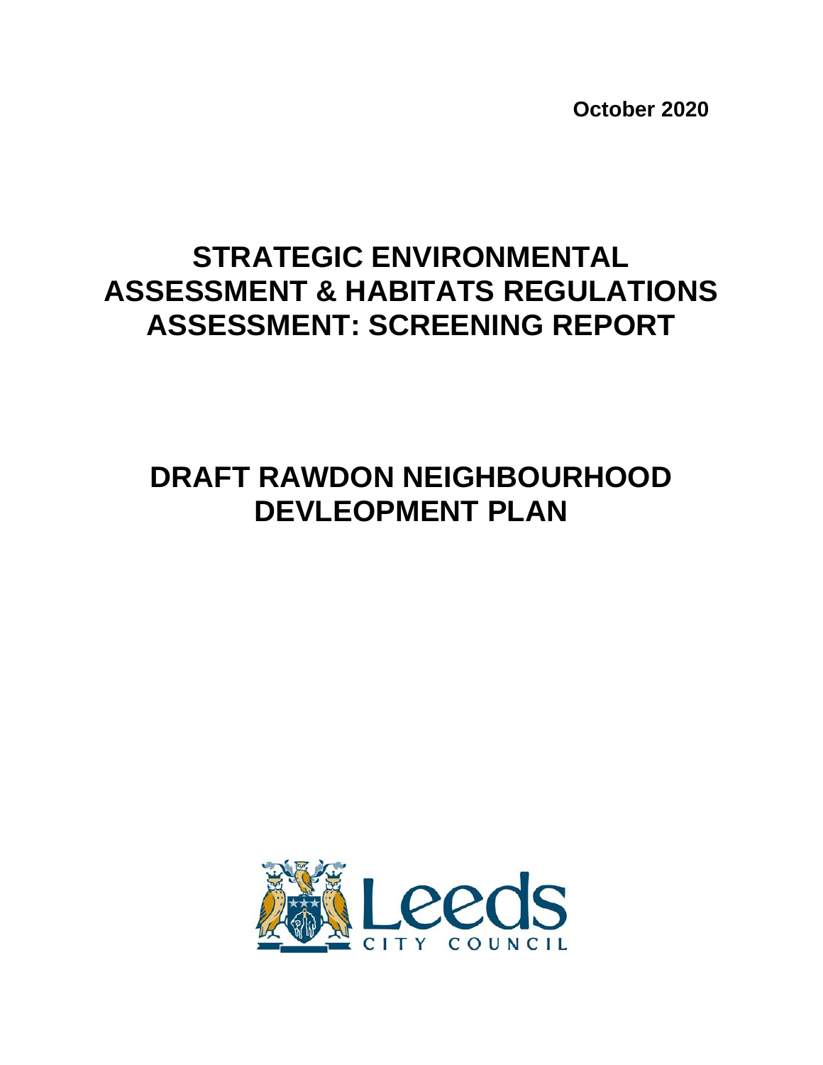**October 2020**

# STRATEGIC ENVIRONMENTAL ASSESSMENT & HABITATS REGULATIONS ASSESSMENT: SCREENING REPORT

# DRAFT RAWDON NEIGHBOURHOOD DEVLEOPMENT PLAN

Leeds
CITY COUNCIL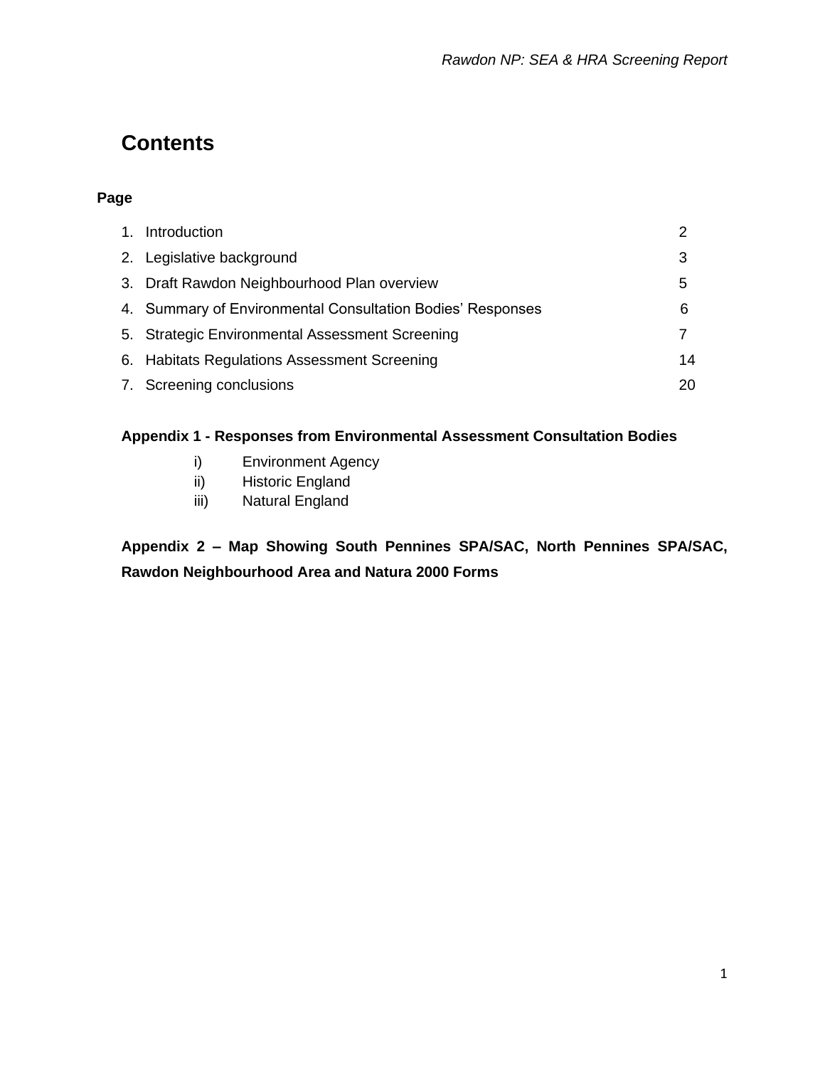# Contents

**Page**

| | |
|---|---|
| 1. Introduction | 2 |
| 2. Legislative background | 3 |
| 3. Draft Rawdon Neighbourhood Plan overview | 5 |
| 4. Summary of Environmental Consultation Bodies' Responses | 6 |
| 5. Strategic Environmental Assessment Screening | 7 |
| 6. Habitats Regulations Assessment Screening | 14 |
| 7. Screening conclusions | 20 |

**Appendix 1 - Responses from Environmental Assessment Consultation Bodies**

- i) Environment Agency
- ii) Historic England
- iii) Natural England

**Appendix 2 – Map Showing South Pennines SPA/SAC, North Pennines SPA/SAC, Rawdon Neighbourhood Area and Natura 2000 Forms**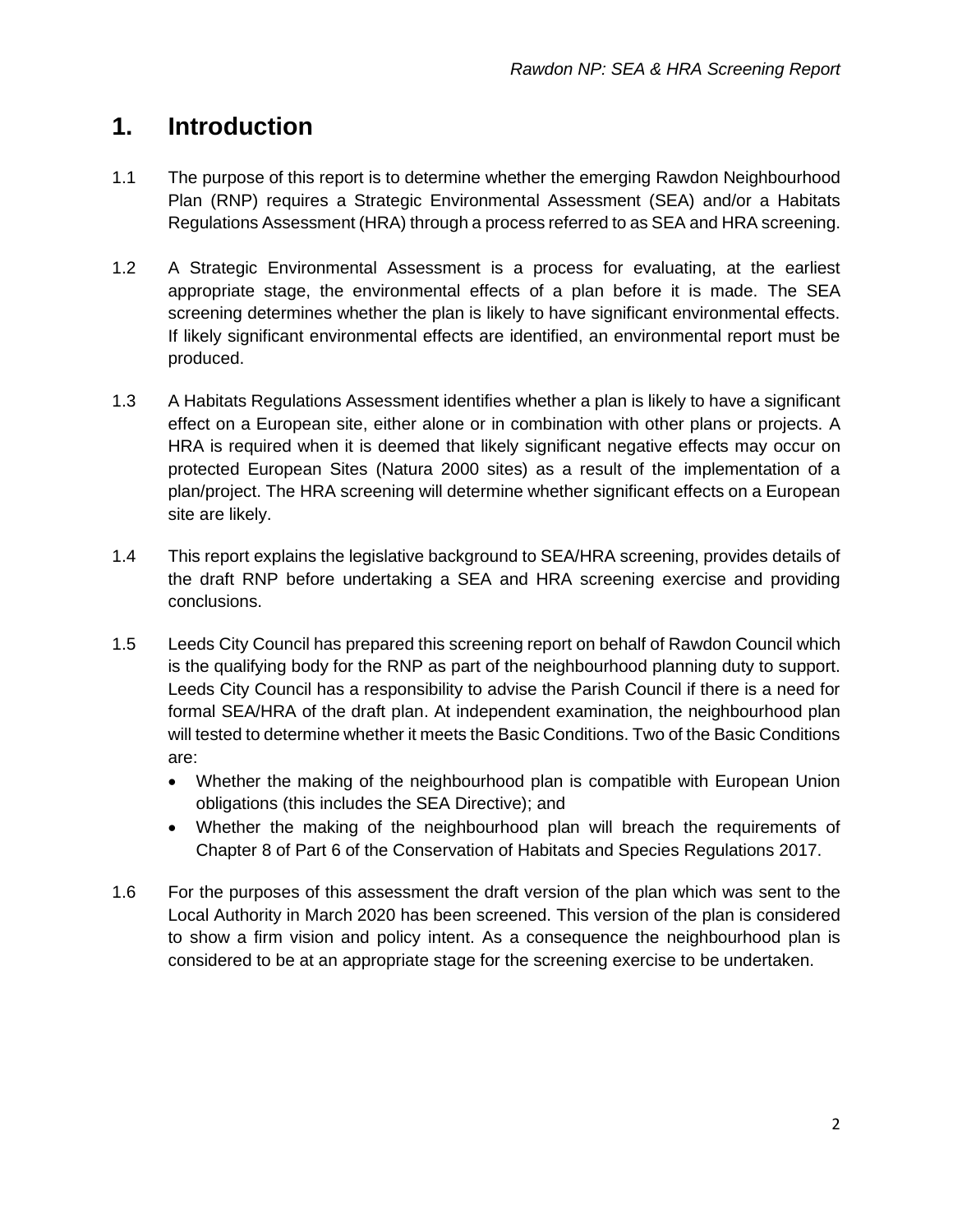# 1. Introduction

1.1 The purpose of this report is to determine whether the emerging Rawdon Neighbourhood Plan (RNP) requires a Strategic Environmental Assessment (SEA) and/or a Habitats Regulations Assessment (HRA) through a process referred to as SEA and HRA screening.

1.2 A Strategic Environmental Assessment is a process for evaluating, at the earliest appropriate stage, the environmental effects of a plan before it is made. The SEA screening determines whether the plan is likely to have significant environmental effects. If likely significant environmental effects are identified, an environmental report must be produced.

1.3 A Habitats Regulations Assessment identifies whether a plan is likely to have a significant effect on a European site, either alone or in combination with other plans or projects. A HRA is required when it is deemed that likely significant negative effects may occur on protected European Sites (Natura 2000 sites) as a result of the implementation of a plan/project. The HRA screening will determine whether significant effects on a European site are likely.

1.4 This report explains the legislative background to SEA/HRA screening, provides details of the draft RNP before undertaking a SEA and HRA screening exercise and providing conclusions.

1.5 Leeds City Council has prepared this screening report on behalf of Rawdon Council which is the qualifying body for the RNP as part of the neighbourhood planning duty to support. Leeds City Council has a responsibility to advise the Parish Council if there is a need for formal SEA/HRA of the draft plan. At independent examination, the neighbourhood plan will tested to determine whether it meets the Basic Conditions. Two of the Basic Conditions are:

- Whether the making of the neighbourhood plan is compatible with European Union obligations (this includes the SEA Directive); and
- Whether the making of the neighbourhood plan will breach the requirements of Chapter 8 of Part 6 of the Conservation of Habitats and Species Regulations 2017.

1.6 For the purposes of this assessment the draft version of the plan which was sent to the Local Authority in March 2020 has been screened. This version of the plan is considered to show a firm vision and policy intent. As a consequence the neighbourhood plan is considered to be at an appropriate stage for the screening exercise to be undertaken.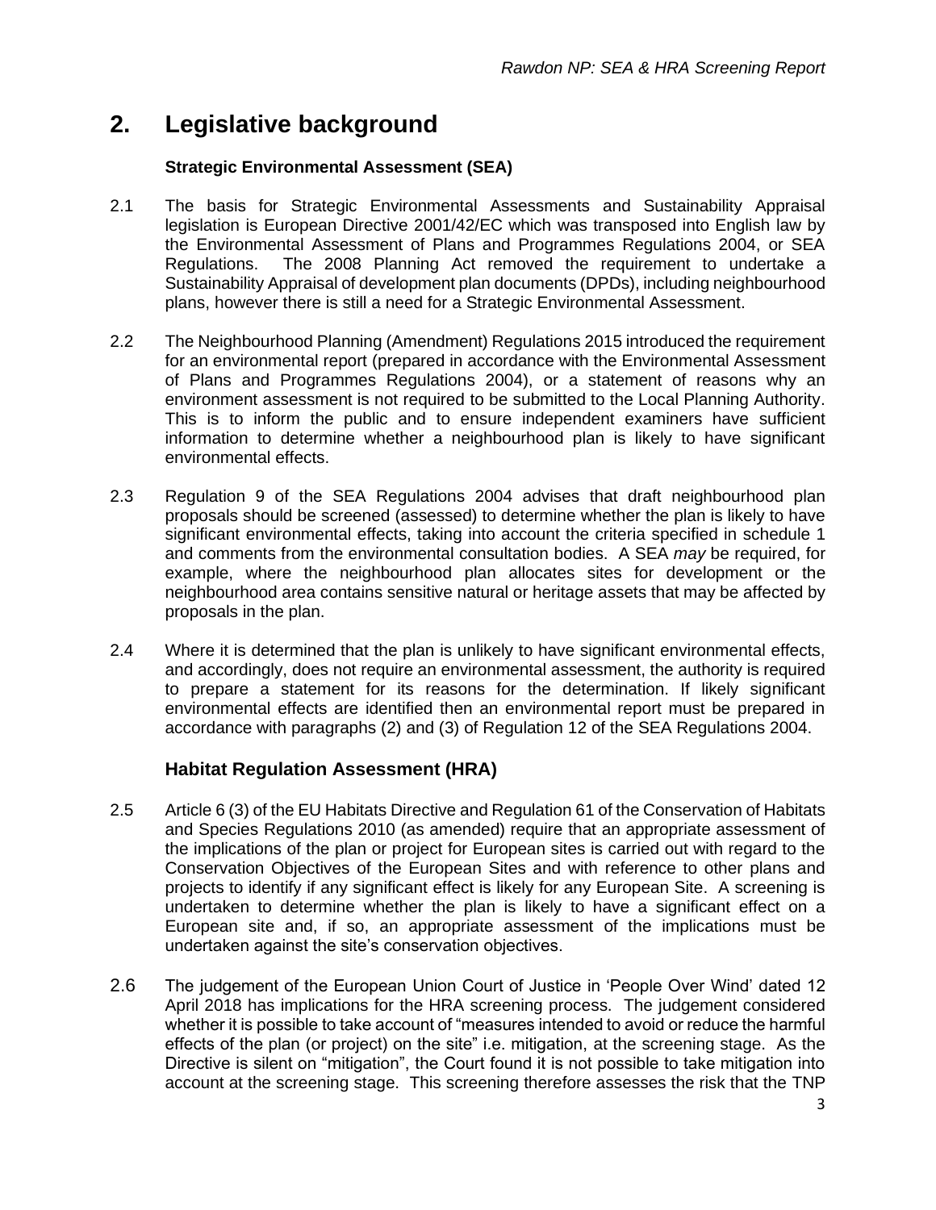## 2. Legislative background

### Strategic Environmental Assessment (SEA)

2.1 The basis for Strategic Environmental Assessments and Sustainability Appraisal legislation is European Directive 2001/42/EC which was transposed into English law by the Environmental Assessment of Plans and Programmes Regulations 2004, or SEA Regulations. The 2008 Planning Act removed the requirement to undertake a Sustainability Appraisal of development plan documents (DPDs), including neighbourhood plans, however there is still a need for a Strategic Environmental Assessment.

2.2 The Neighbourhood Planning (Amendment) Regulations 2015 introduced the requirement for an environmental report (prepared in accordance with the Environmental Assessment of Plans and Programmes Regulations 2004), or a statement of reasons why an environment assessment is not required to be submitted to the Local Planning Authority. This is to inform the public and to ensure independent examiners have sufficient information to determine whether a neighbourhood plan is likely to have significant environmental effects.

2.3 Regulation 9 of the SEA Regulations 2004 advises that draft neighbourhood plan proposals should be screened (assessed) to determine whether the plan is likely to have significant environmental effects, taking into account the criteria specified in schedule 1 and comments from the environmental consultation bodies. A SEA *may* be required, for example, where the neighbourhood plan allocates sites for development or the neighbourhood area contains sensitive natural or heritage assets that may be affected by proposals in the plan.

2.4 Where it is determined that the plan is unlikely to have significant environmental effects, and accordingly, does not require an environmental assessment, the authority is required to prepare a statement for its reasons for the determination. If likely significant environmental effects are identified then an environmental report must be prepared in accordance with paragraphs (2) and (3) of Regulation 12 of the SEA Regulations 2004.

### Habitat Regulation Assessment (HRA)

2.5 Article 6 (3) of the EU Habitats Directive and Regulation 61 of the Conservation of Habitats and Species Regulations 2010 (as amended) require that an appropriate assessment of the implications of the plan or project for European sites is carried out with regard to the Conservation Objectives of the European Sites and with reference to other plans and projects to identify if any significant effect is likely for any European Site. A screening is undertaken to determine whether the plan is likely to have a significant effect on a European site and, if so, an appropriate assessment of the implications must be undertaken against the site's conservation objectives.

2.6 The judgement of the European Union Court of Justice in 'People Over Wind' dated 12 April 2018 has implications for the HRA screening process. The judgement considered whether it is possible to take account of "measures intended to avoid or reduce the harmful effects of the plan (or project) on the site" i.e. mitigation, at the screening stage. As the Directive is silent on "mitigation", the Court found it is not possible to take mitigation into account at the screening stage. This screening therefore assesses the risk that the TNP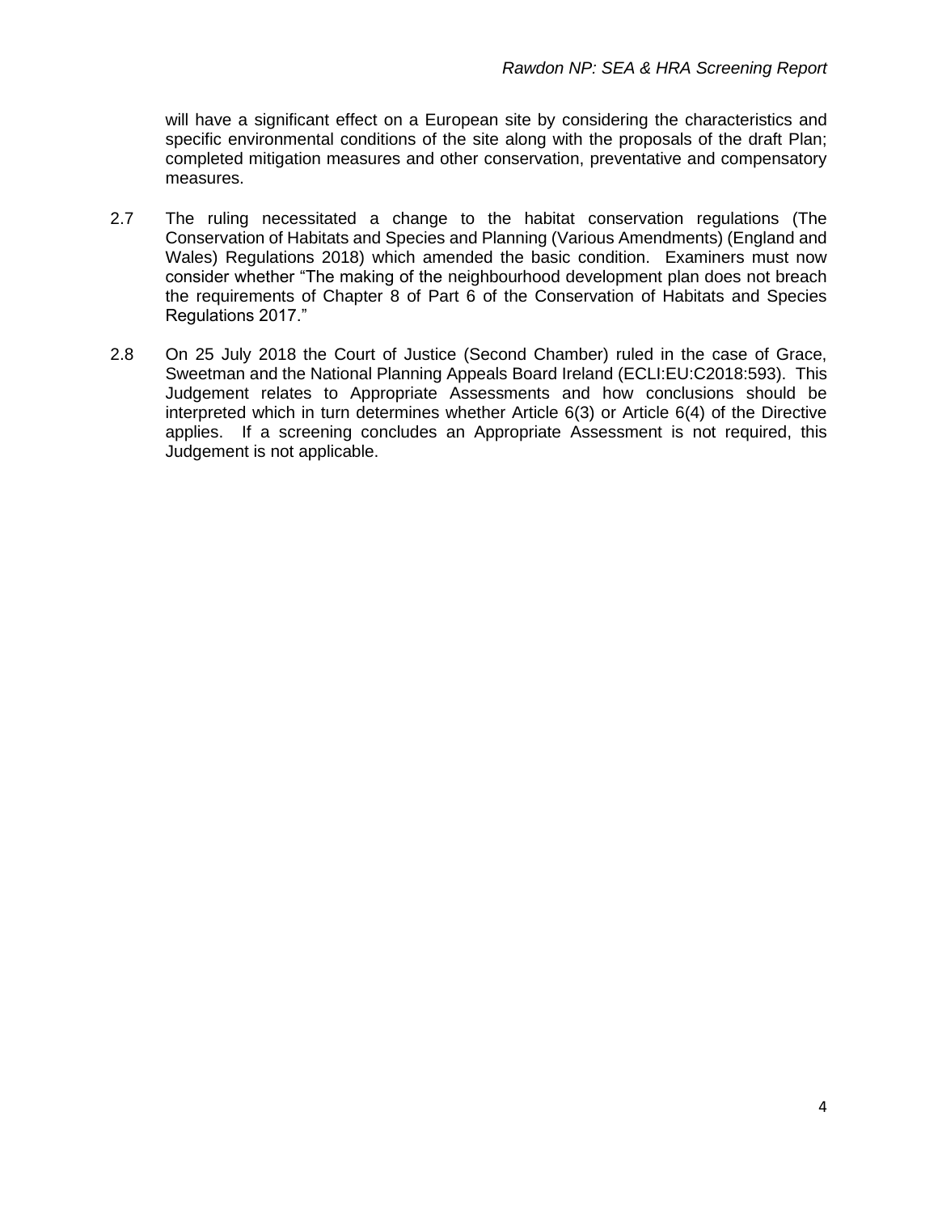will have a significant effect on a European site by considering the characteristics and specific environmental conditions of the site along with the proposals of the draft Plan; completed mitigation measures and other conservation, preventative and compensatory measures.

2.7 The ruling necessitated a change to the habitat conservation regulations (The Conservation of Habitats and Species and Planning (Various Amendments) (England and Wales) Regulations 2018) which amended the basic condition. Examiners must now consider whether "The making of the neighbourhood development plan does not breach the requirements of Chapter 8 of Part 6 of the Conservation of Habitats and Species Regulations 2017."

2.8 On 25 July 2018 the Court of Justice (Second Chamber) ruled in the case of Grace, Sweetman and the National Planning Appeals Board Ireland (ECLI:EU:C2018:593). This Judgement relates to Appropriate Assessments and how conclusions should be interpreted which in turn determines whether Article 6(3) or Article 6(4) of the Directive applies. If a screening concludes an Appropriate Assessment is not required, this Judgement is not applicable.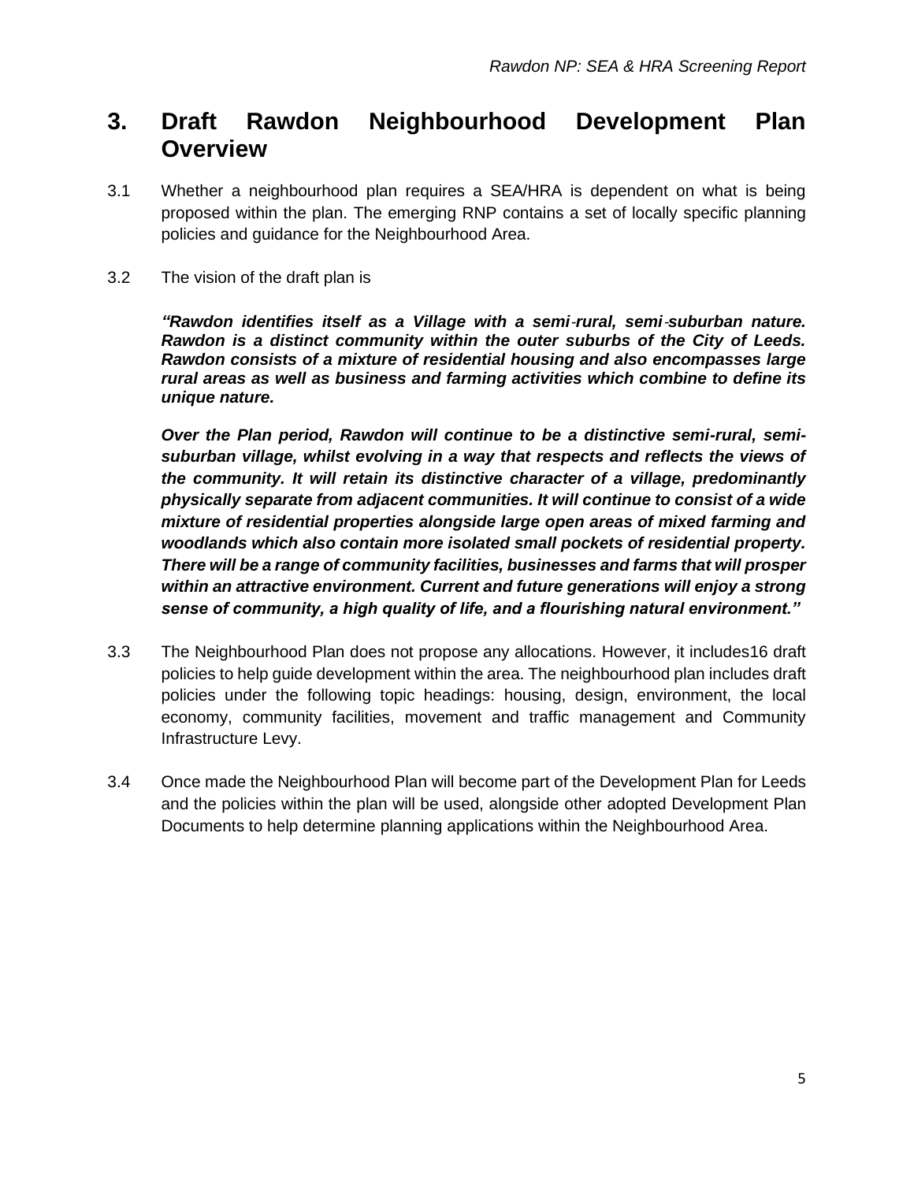# 3. Draft Rawdon Neighbourhood Development Plan Overview

3.1 Whether a neighbourhood plan requires a SEA/HRA is dependent on what is being proposed within the plan. The emerging RNP contains a set of locally specific planning policies and guidance for the Neighbourhood Area.

3.2 The vision of the draft plan is

***"Rawdon identifies itself as a Village with a semi-rural, semi-suburban nature. Rawdon is a distinct community within the outer suburbs of the City of Leeds. Rawdon consists of a mixture of residential housing and also encompasses large rural areas as well as business and farming activities which combine to define its unique nature.***

***Over the Plan period, Rawdon will continue to be a distinctive semi-rural, semi-suburban village, whilst evolving in a way that respects and reflects the views of the community. It will retain its distinctive character of a village, predominantly physically separate from adjacent communities. It will continue to consist of a wide mixture of residential properties alongside large open areas of mixed farming and woodlands which also contain more isolated small pockets of residential property. There will be a range of community facilities, businesses and farms that will prosper within an attractive environment. Current and future generations will enjoy a strong sense of community, a high quality of life, and a flourishing natural environment."***

3.3 The Neighbourhood Plan does not propose any allocations. However, it includes16 draft policies to help guide development within the area. The neighbourhood plan includes draft policies under the following topic headings: housing, design, environment, the local economy, community facilities, movement and traffic management and Community Infrastructure Levy.

3.4 Once made the Neighbourhood Plan will become part of the Development Plan for Leeds and the policies within the plan will be used, alongside other adopted Development Plan Documents to help determine planning applications within the Neighbourhood Area.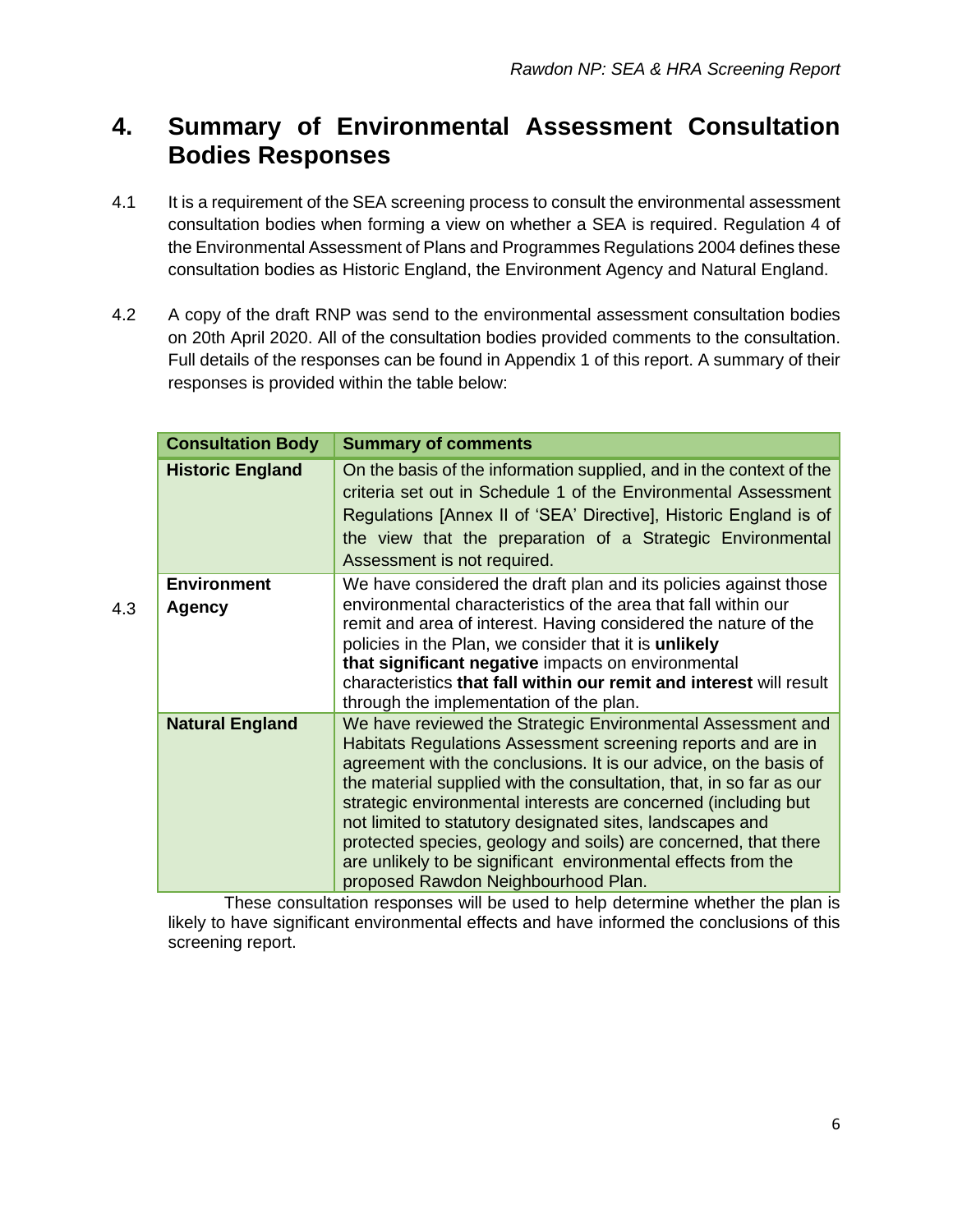## 4. Summary of Environmental Assessment Consultation Bodies Responses

4.1 It is a requirement of the SEA screening process to consult the environmental assessment consultation bodies when forming a view on whether a SEA is required. Regulation 4 of the Environmental Assessment of Plans and Programmes Regulations 2004 defines these consultation bodies as Historic England, the Environment Agency and Natural England.

4.2 A copy of the draft RNP was send to the environmental assessment consultation bodies on 20th April 2020. All of the consultation bodies provided comments to the consultation. Full details of the responses can be found in Appendix 1 of this report. A summary of their responses is provided within the table below:

| Consultation Body | Summary of comments |
|---|---|
| **Historic England** | On the basis of the information supplied, and in the context of the criteria set out in Schedule 1 of the Environmental Assessment Regulations [Annex II of 'SEA' Directive], Historic England is of the view that the preparation of a Strategic Environmental Assessment is not required. |
| **Environment Agency** | We have considered the draft plan and its policies against those environmental characteristics of the area that fall within our remit and area of interest. Having considered the nature of the policies in the Plan, we consider that it is **unlikely that significant negative** impacts on environmental characteristics **that fall within our remit and interest** will result through the implementation of the plan. |
| **Natural England** | We have reviewed the Strategic Environmental Assessment and Habitats Regulations Assessment screening reports and are in agreement with the conclusions. It is our advice, on the basis of the material supplied with the consultation, that, in so far as our strategic environmental interests are concerned (including but not limited to statutory designated sites, landscapes and protected species, geology and soils) are concerned, that there are unlikely to be significant environmental effects from the proposed Rawdon Neighbourhood Plan. |

4.3 These consultation responses will be used to help determine whether the plan is likely to have significant environmental effects and have informed the conclusions of this screening report.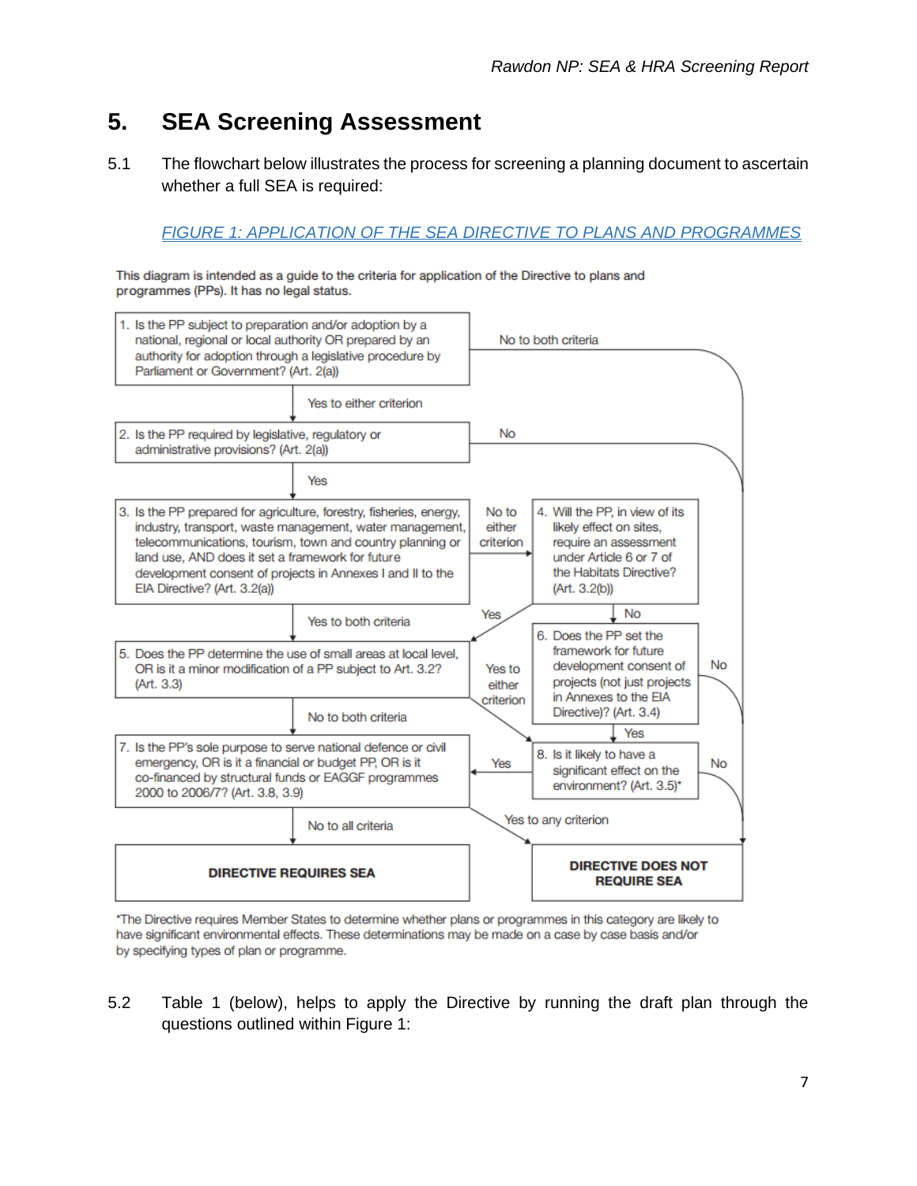# 5. SEA Screening Assessment

5.1 The flowchart below illustrates the process for screening a planning document to ascertain whether a full SEA is required:

FIGURE 1: APPLICATION OF THE SEA DIRECTIVE TO PLANS AND PROGRAMMES

This diagram is intended as a guide to the criteria for application of the Directive to plans and programmes (PPs). It has no legal status.

1. Is the PP subject to preparation and/or adoption by a national, regional or local authority OR prepared by an authority for adoption through a legislative procedure by Parliament or Government? (Art. 2(a))
   - No to both criteria → DIRECTIVE DOES NOT REQUIRE SEA
   - Yes to either criterion → 2

2. Is the PP required by legislative, regulatory or administrative provisions? (Art. 2(a))
   - No → DIRECTIVE DOES NOT REQUIRE SEA
   - Yes → 3

3. Is the PP prepared for agriculture, forestry, fisheries, energy, industry, transport, waste management, water management, telecommunications, tourism, town and country planning or land use, AND does it set a framework for future development consent of projects in Annexes I and II to the EIA Directive? (Art. 3.2(a))
   - No to either criterion → 4
   - Yes to both criteria → 5

4. Will the PP, in view of its likely effect on sites, require an assessment under Article 6 or 7 of the Habitats Directive? (Art. 3.2(b))
   - Yes → 5
   - No → 6

5. Does the PP determine the use of small areas at local level, OR is it a minor modification of a PP subject to Art. 3.2? (Art. 3.3)
   - Yes to either criterion → 8
   - No to both criteria → 7

6. Does the PP set the framework for future development consent of projects (not just projects in Annexes to the EIA Directive)? (Art. 3.4)
   - No → DIRECTIVE DOES NOT REQUIRE SEA
   - Yes → 8

7. Is the PP's sole purpose to serve national defence or civil emergency, OR is it a financial or budget PP, OR is it co-financed by structural funds or EAGGF programmes 2000 to 2006/7? (Art. 3.8, 3.9)
   - No to all criteria → DIRECTIVE REQUIRES SEA
   - Yes to any criterion → DIRECTIVE DOES NOT REQUIRE SEA

8. Is it likely to have a significant effect on the environment? (Art. 3.5)*
   - Yes → 7
   - No → DIRECTIVE DOES NOT REQUIRE SEA

**DIRECTIVE REQUIRES SEA** | **DIRECTIVE DOES NOT REQUIRE SEA**

*The Directive requires Member States to determine whether plans or programmes in this category are likely to have significant environmental effects. These determinations may be made on a case by case basis and/or by specifying types of plan or programme.

5.2 Table 1 (below), helps to apply the Directive by running the draft plan through the questions outlined within Figure 1: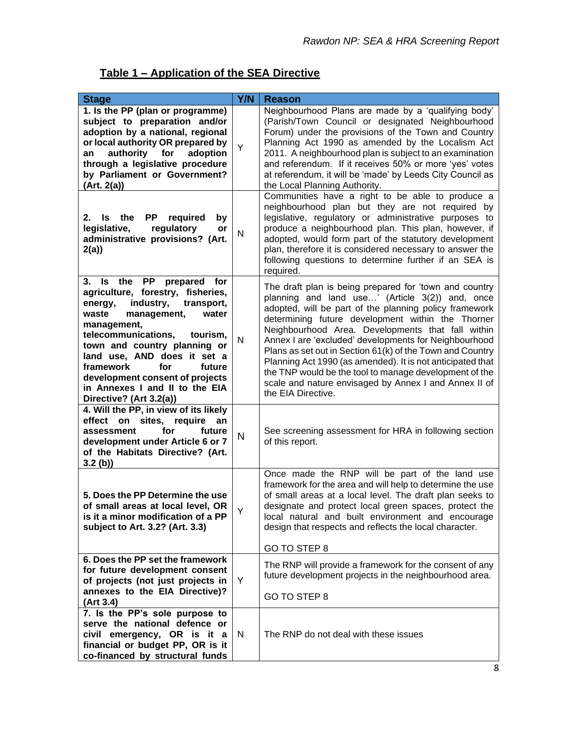## Table 1 – Application of the SEA Directive

| Stage | Y/N | Reason |
|---|---|---|
| **1. Is the PP (plan or programme) subject to preparation and/or adoption by a national, regional or local authority OR prepared by an authority for adoption through a legislative procedure by Parliament or Government? (Art. 2(a))** | Y | Neighbourhood Plans are made by a 'qualifying body' (Parish/Town Council or designated Neighbourhood Forum) under the provisions of the Town and Country Planning Act 1990 as amended by the Localism Act 2011. A neighbourhood plan is subject to an examination and referendum. If it receives 50% or more 'yes' votes at referendum, it will be 'made' by Leeds City Council as the Local Planning Authority. |
| **2. Is the PP required by legislative, regulatory or administrative provisions? (Art. 2(a))** | N | Communities have a right to be able to produce a neighbourhood plan but they are not required by legislative, regulatory or administrative purposes to produce a neighbourhood plan. This plan, however, if adopted, would form part of the statutory development plan, therefore it is considered necessary to answer the following questions to determine further if an SEA is required. |
| **3. Is the PP prepared for agriculture, forestry, fisheries, energy, industry, transport, waste management, water management, telecommunications, tourism, town and country planning or land use, AND does it set a framework for future development consent of projects in Annexes I and II to the EIA Directive? (Art 3.2(a))** | N | The draft plan is being prepared for 'town and country planning and land use…' (Article 3(2)) and, once adopted, will be part of the planning policy framework determining future development within the Thorner Neighbourhood Area. Developments that fall within Annex I are 'excluded' developments for Neighbourhood Plans as set out in Section 61(k) of the Town and Country Planning Act 1990 (as amended). It is not anticipated that the TNP would be the tool to manage development of the scale and nature envisaged by Annex I and Annex II of the EIA Directive. |
| **4. Will the PP, in view of its likely effect on sites, require an assessment for future development under Article 6 or 7 of the Habitats Directive? (Art. 3.2 (b))** | N | See screening assessment for HRA in following section of this report. |
| **5. Does the PP Determine the use of small areas at local level, OR is it a minor modification of a PP subject to Art. 3.2? (Art. 3.3)** | Y | Once made the RNP will be part of the land use framework for the area and will help to determine the use of small areas at a local level. The draft plan seeks to designate and protect local green spaces, protect the local natural and built environment and encourage design that respects and reflects the local character.<br><br>GO TO STEP 8 |
| **6. Does the PP set the framework for future development consent of projects (not just projects in annexes to the EIA Directive)? (Art 3.4)** | Y | The RNP will provide a framework for the consent of any future development projects in the neighbourhood area.<br><br>GO TO STEP 8 |
| **7. Is the PP's sole purpose to serve the national defence or civil emergency, OR is it a financial or budget PP, OR is it co-financed by structural funds** | N | The RNP do not deal with these issues |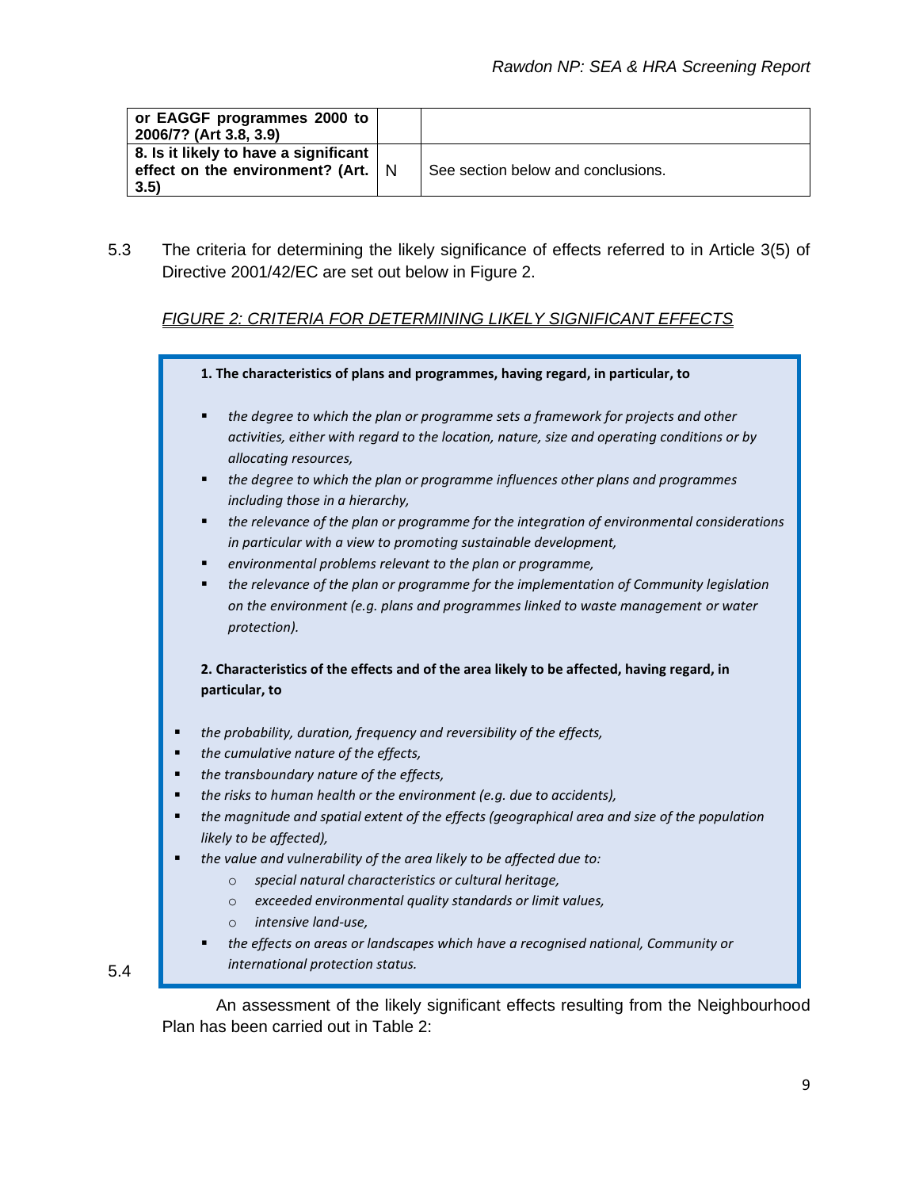| | | |
|---|---|---|
| **or EAGGF programmes 2000 to 2006/7? (Art 3.8, 3.9)** | | |
| **8. Is it likely to have a significant effect on the environment? (Art. 3.5)** | N | See section below and conclusions. |

5.3 The criteria for determining the likely significance of effects referred to in Article 3(5) of Directive 2001/42/EC are set out below in Figure 2.

*FIGURE 2: CRITERIA FOR DETERMINING LIKELY SIGNIFICANT EFFECTS*

**1. The characteristics of plans and programmes, having regard, in particular, to**

- *the degree to which the plan or programme sets a framework for projects and other activities, either with regard to the location, nature, size and operating conditions or by allocating resources,*
- *the degree to which the plan or programme influences other plans and programmes including those in a hierarchy,*
- *the relevance of the plan or programme for the integration of environmental considerations in particular with a view to promoting sustainable development,*
- *environmental problems relevant to the plan or programme,*
- *the relevance of the plan or programme for the implementation of Community legislation on the environment (e.g. plans and programmes linked to waste management or water protection).*

**2. Characteristics of the effects and of the area likely to be affected, having regard, in particular, to**

- *the probability, duration, frequency and reversibility of the effects,*
- *the cumulative nature of the effects,*
- *the transboundary nature of the effects,*
- *the risks to human health or the environment (e.g. due to accidents),*
- *the magnitude and spatial extent of the effects (geographical area and size of the population likely to be affected),*
- *the value and vulnerability of the area likely to be affected due to:*
  - *special natural characteristics or cultural heritage,*
  - *exceeded environmental quality standards or limit values,*
  - *intensive land-use,*
- *the effects on areas or landscapes which have a recognised national, Community or international protection status.*

5.4 An assessment of the likely significant effects resulting from the Neighbourhood Plan has been carried out in Table 2: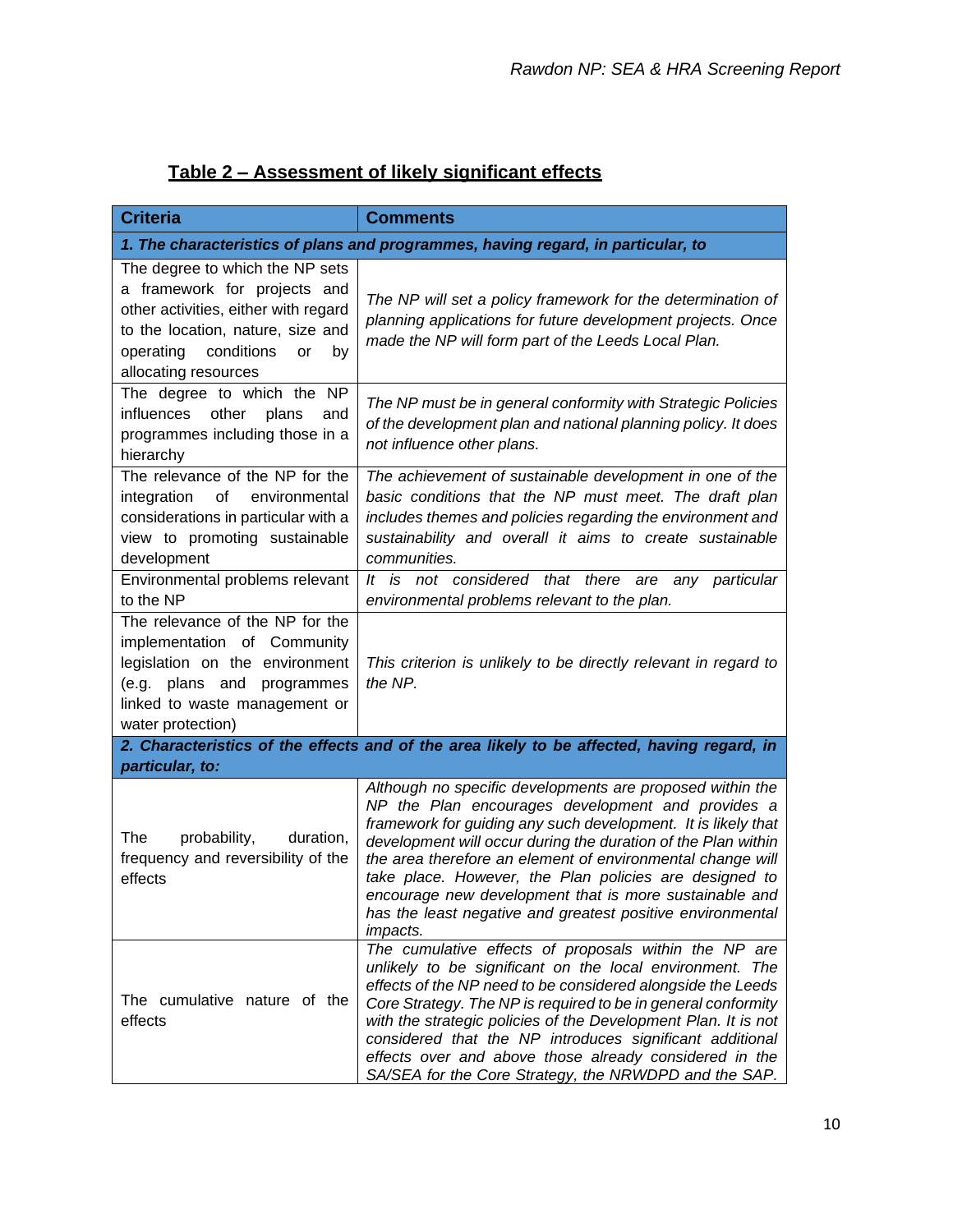## Table 2 – Assessment of likely significant effects

| Criteria | Comments |
|---|---|
| ***1. The characteristics of plans and programmes, having regard, in particular, to*** | |
| The degree to which the NP sets a framework for projects and other activities, either with regard to the location, nature, size and operating conditions or by allocating resources | *The NP will set a policy framework for the determination of planning applications for future development projects. Once made the NP will form part of the Leeds Local Plan.* |
| The degree to which the NP influences other plans and programmes including those in a hierarchy | *The NP must be in general conformity with Strategic Policies of the development plan and national planning policy. It does not influence other plans.* |
| The relevance of the NP for the integration of environmental considerations in particular with a view to promoting sustainable development | *The achievement of sustainable development in one of the basic conditions that the NP must meet. The draft plan includes themes and policies regarding the environment and sustainability and overall it aims to create sustainable communities.* |
| Environmental problems relevant to the NP | *It is not considered that there are any particular environmental problems relevant to the plan.* |
| The relevance of the NP for the implementation of Community legislation on the environment (e.g. plans and programmes linked to waste management or water protection) | *This criterion is unlikely to be directly relevant in regard to the NP.* |
| ***2. Characteristics of the effects and of the area likely to be affected, having regard, in particular, to:*** | |
| The probability, duration, frequency and reversibility of the effects | *Although no specific developments are proposed within the NP the Plan encourages development and provides a framework for guiding any such development. It is likely that development will occur during the duration of the Plan within the area therefore an element of environmental change will take place. However, the Plan policies are designed to encourage new development that is more sustainable and has the least negative and greatest positive environmental impacts.* |
| The cumulative nature of the effects | *The cumulative effects of proposals within the NP are unlikely to be significant on the local environment. The effects of the NP need to be considered alongside the Leeds Core Strategy. The NP is required to be in general conformity with the strategic policies of the Development Plan. It is not considered that the NP introduces significant additional effects over and above those already considered in the SA/SEA for the Core Strategy, the NRWDPD and the SAP.* |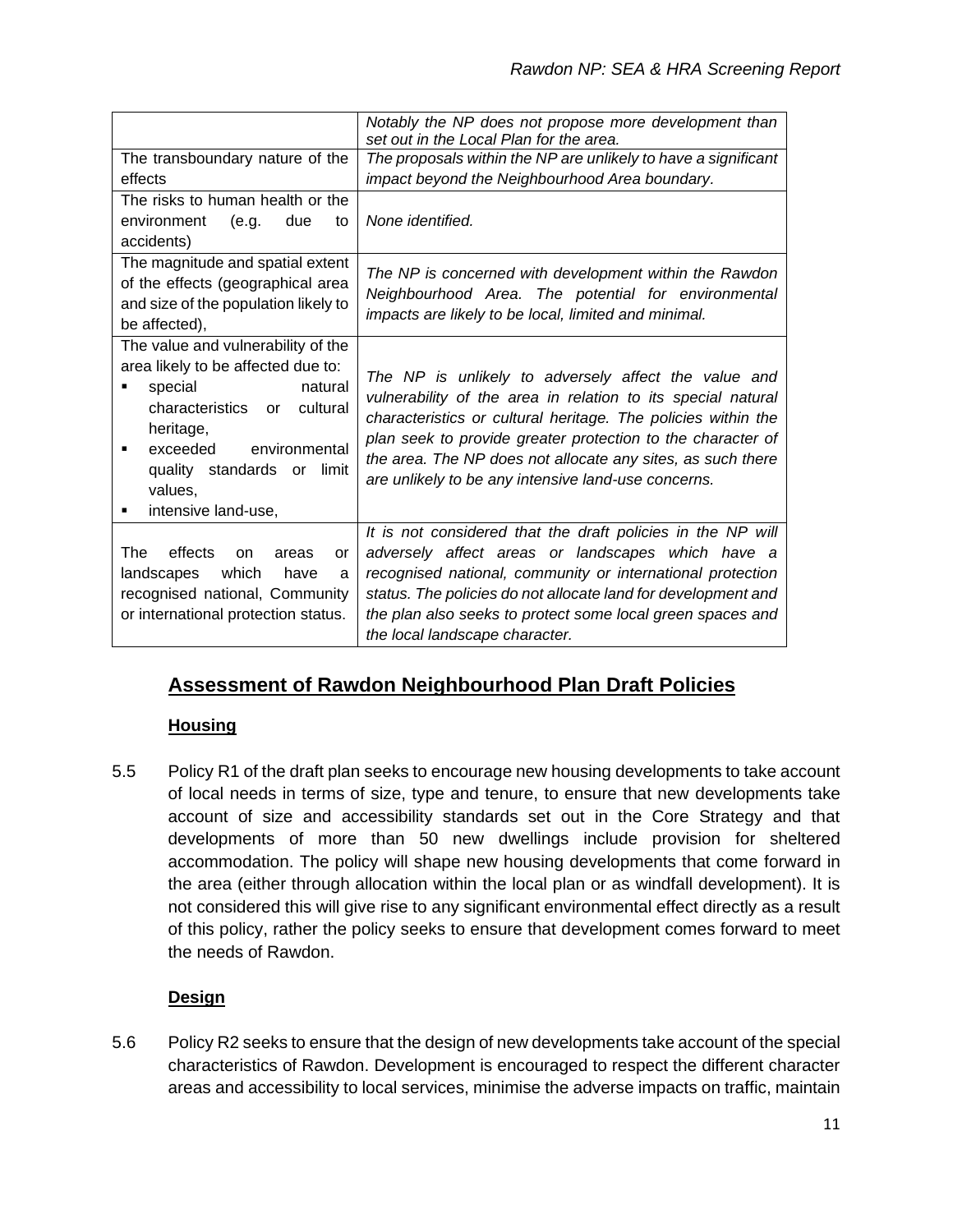| | |
|---|---|
| | *Notably the NP does not propose more development than set out in the Local Plan for the area.* |
| The transboundary nature of the effects | *The proposals within the NP are unlikely to have a significant impact beyond the Neighbourhood Area boundary.* |
| The risks to human health or the environment (e.g. due to accidents) | *None identified.* |
| The magnitude and spatial extent of the effects (geographical area and size of the population likely to be affected), | *The NP is concerned with development within the Rawdon Neighbourhood Area. The potential for environmental impacts are likely to be local, limited and minimal.* |
| The value and vulnerability of the area likely to be affected due to: <br>▪ special natural characteristics or cultural heritage, <br>▪ exceeded environmental quality standards or limit values, <br>▪ intensive land-use, | *The NP is unlikely to adversely affect the value and vulnerability of the area in relation to its special natural characteristics or cultural heritage. The policies within the plan seek to provide greater protection to the character of the area. The NP does not allocate any sites, as such there are unlikely to be any intensive land-use concerns.* |
| The effects on areas or landscapes which have a recognised national, Community or international protection status. | *It is not considered that the draft policies in the NP will adversely affect areas or landscapes which have a recognised national, community or international protection status. The policies do not allocate land for development and the plan also seeks to protect some local green spaces and the local landscape character.* |

## Assessment of Rawdon Neighbourhood Plan Draft Policies

### Housing

5.5 Policy R1 of the draft plan seeks to encourage new housing developments to take account of local needs in terms of size, type and tenure, to ensure that new developments take account of size and accessibility standards set out in the Core Strategy and that developments of more than 50 new dwellings include provision for sheltered accommodation. The policy will shape new housing developments that come forward in the area (either through allocation within the local plan or as windfall development). It is not considered this will give rise to any significant environmental effect directly as a result of this policy, rather the policy seeks to ensure that development comes forward to meet the needs of Rawdon.

### Design

5.6 Policy R2 seeks to ensure that the design of new developments take account of the special characteristics of Rawdon. Development is encouraged to respect the different character areas and accessibility to local services, minimise the adverse impacts on traffic, maintain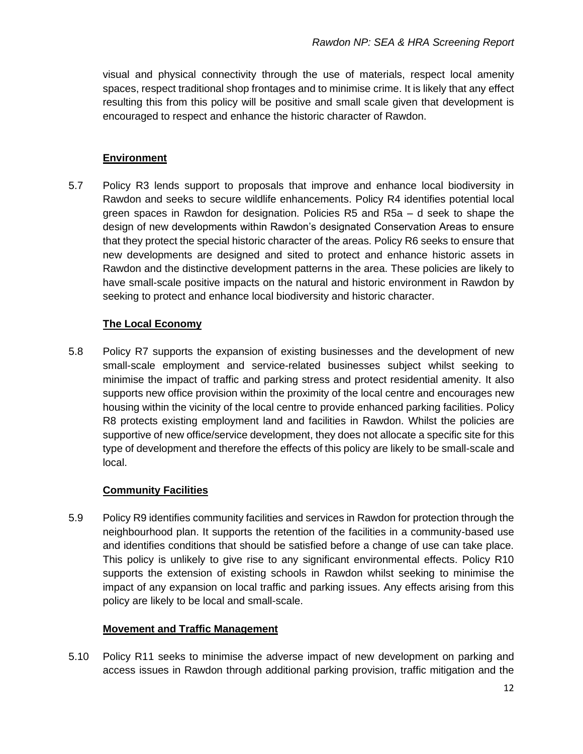visual and physical connectivity through the use of materials, respect local amenity spaces, respect traditional shop frontages and to minimise crime. It is likely that any effect resulting this from this policy will be positive and small scale given that development is encouraged to respect and enhance the historic character of Rawdon.

**Environment**

5.7 Policy R3 lends support to proposals that improve and enhance local biodiversity in Rawdon and seeks to secure wildlife enhancements. Policy R4 identifies potential local green spaces in Rawdon for designation. Policies R5 and R5a – d seek to shape the design of new developments within Rawdon's designated Conservation Areas to ensure that they protect the special historic character of the areas. Policy R6 seeks to ensure that new developments are designed and sited to protect and enhance historic assets in Rawdon and the distinctive development patterns in the area. These policies are likely to have small-scale positive impacts on the natural and historic environment in Rawdon by seeking to protect and enhance local biodiversity and historic character.

**The Local Economy**

5.8 Policy R7 supports the expansion of existing businesses and the development of new small-scale employment and service-related businesses subject whilst seeking to minimise the impact of traffic and parking stress and protect residential amenity. It also supports new office provision within the proximity of the local centre and encourages new housing within the vicinity of the local centre to provide enhanced parking facilities. Policy R8 protects existing employment land and facilities in Rawdon. Whilst the policies are supportive of new office/service development, they does not allocate a specific site for this type of development and therefore the effects of this policy are likely to be small-scale and local.

**Community Facilities**

5.9 Policy R9 identifies community facilities and services in Rawdon for protection through the neighbourhood plan. It supports the retention of the facilities in a community-based use and identifies conditions that should be satisfied before a change of use can take place. This policy is unlikely to give rise to any significant environmental effects. Policy R10 supports the extension of existing schools in Rawdon whilst seeking to minimise the impact of any expansion on local traffic and parking issues. Any effects arising from this policy are likely to be local and small-scale.

**Movement and Traffic Management**

5.10 Policy R11 seeks to minimise the adverse impact of new development on parking and access issues in Rawdon through additional parking provision, traffic mitigation and the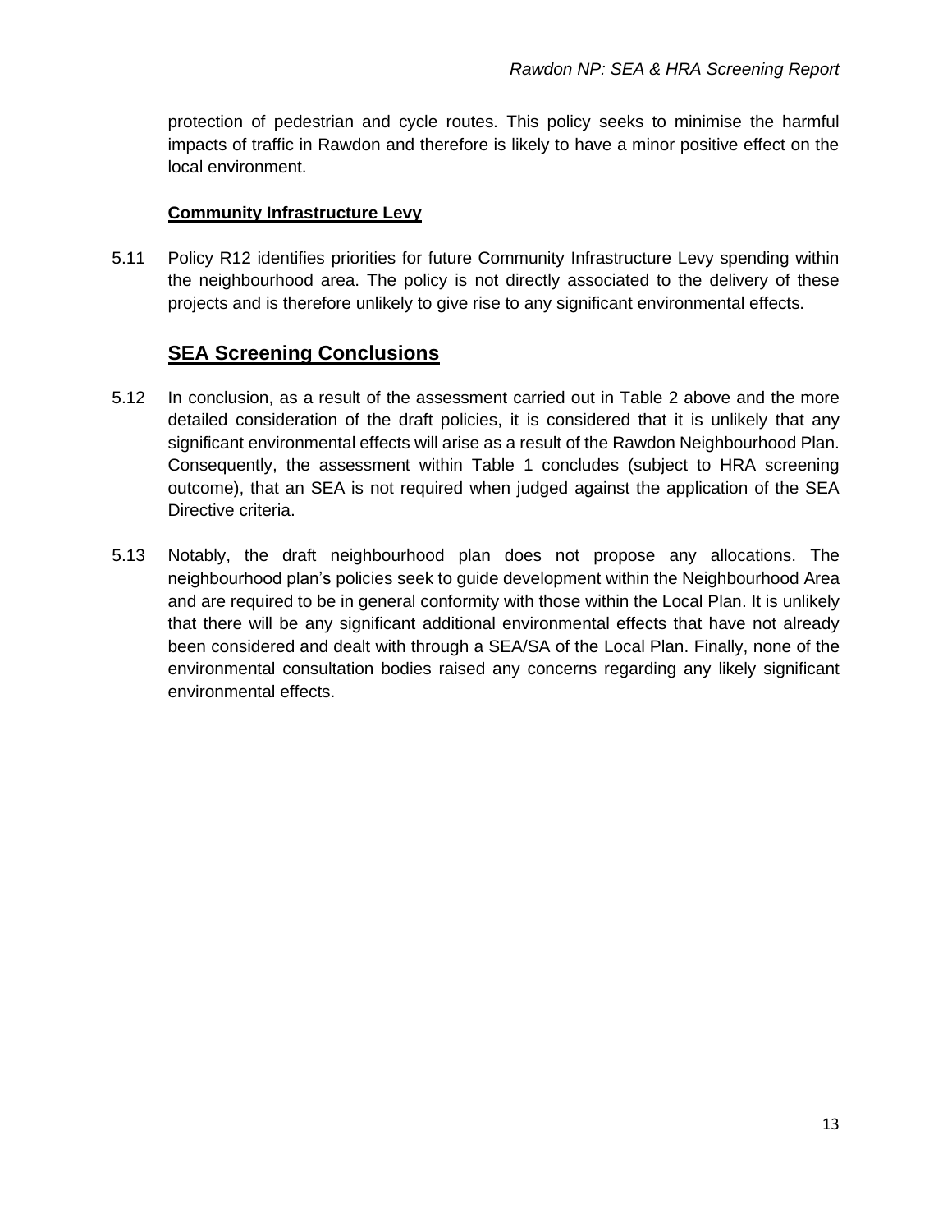protection of pedestrian and cycle routes. This policy seeks to minimise the harmful impacts of traffic in Rawdon and therefore is likely to have a minor positive effect on the local environment.

**Community Infrastructure Levy**

5.11 Policy R12 identifies priorities for future Community Infrastructure Levy spending within the neighbourhood area. The policy is not directly associated to the delivery of these projects and is therefore unlikely to give rise to any significant environmental effects.

## SEA Screening Conclusions

5.12 In conclusion, as a result of the assessment carried out in Table 2 above and the more detailed consideration of the draft policies, it is considered that it is unlikely that any significant environmental effects will arise as a result of the Rawdon Neighbourhood Plan. Consequently, the assessment within Table 1 concludes (subject to HRA screening outcome), that an SEA is not required when judged against the application of the SEA Directive criteria.

5.13 Notably, the draft neighbourhood plan does not propose any allocations. The neighbourhood plan's policies seek to guide development within the Neighbourhood Area and are required to be in general conformity with those within the Local Plan. It is unlikely that there will be any significant additional environmental effects that have not already been considered and dealt with through a SEA/SA of the Local Plan. Finally, none of the environmental consultation bodies raised any concerns regarding any likely significant environmental effects.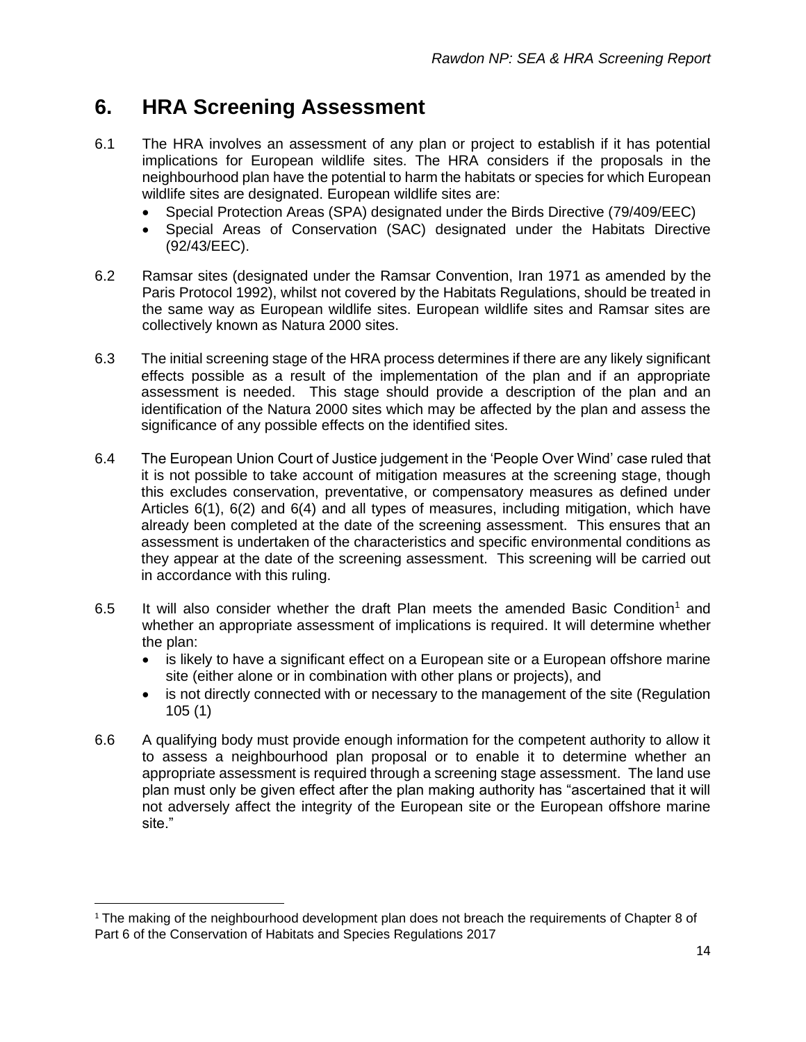# 6. HRA Screening Assessment

6.1 The HRA involves an assessment of any plan or project to establish if it has potential implications for European wildlife sites. The HRA considers if the proposals in the neighbourhood plan have the potential to harm the habitats or species for which European wildlife sites are designated. European wildlife sites are:

- Special Protection Areas (SPA) designated under the Birds Directive (79/409/EEC)
- Special Areas of Conservation (SAC) designated under the Habitats Directive (92/43/EEC).

6.2 Ramsar sites (designated under the Ramsar Convention, Iran 1971 as amended by the Paris Protocol 1992), whilst not covered by the Habitats Regulations, should be treated in the same way as European wildlife sites. European wildlife sites and Ramsar sites are collectively known as Natura 2000 sites.

6.3 The initial screening stage of the HRA process determines if there are any likely significant effects possible as a result of the implementation of the plan and if an appropriate assessment is needed. This stage should provide a description of the plan and an identification of the Natura 2000 sites which may be affected by the plan and assess the significance of any possible effects on the identified sites.

6.4 The European Union Court of Justice judgement in the 'People Over Wind' case ruled that it is not possible to take account of mitigation measures at the screening stage, though this excludes conservation, preventative, or compensatory measures as defined under Articles 6(1), 6(2) and 6(4) and all types of measures, including mitigation, which have already been completed at the date of the screening assessment. This ensures that an assessment is undertaken of the characteristics and specific environmental conditions as they appear at the date of the screening assessment. This screening will be carried out in accordance with this ruling.

6.5 It will also consider whether the draft Plan meets the amended Basic Condition[1] and whether an appropriate assessment of implications is required. It will determine whether the plan:

- is likely to have a significant effect on a European site or a European offshore marine site (either alone or in combination with other plans or projects), and
- is not directly connected with or necessary to the management of the site (Regulation 105 (1)

6.6 A qualifying body must provide enough information for the competent authority to allow it to assess a neighbourhood plan proposal or to enable it to determine whether an appropriate assessment is required through a screening stage assessment. The land use plan must only be given effect after the plan making authority has "ascertained that it will not adversely affect the integrity of the European site or the European offshore marine site."

[1] The making of the neighbourhood development plan does not breach the requirements of Chapter 8 of Part 6 of the Conservation of Habitats and Species Regulations 2017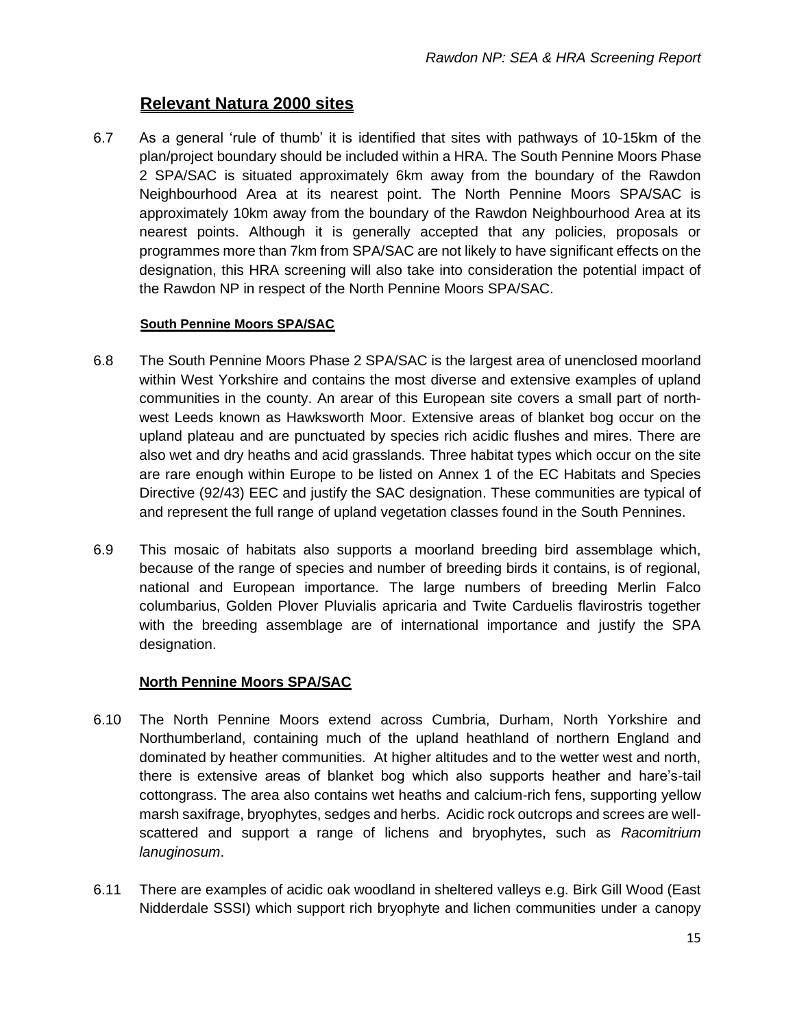## Relevant Natura 2000 sites

6.7 As a general 'rule of thumb' it is identified that sites with pathways of 10-15km of the plan/project boundary should be included within a HRA. The South Pennine Moors Phase 2 SPA/SAC is situated approximately 6km away from the boundary of the Rawdon Neighbourhood Area at its nearest point. The North Pennine Moors SPA/SAC is approximately 10km away from the boundary of the Rawdon Neighbourhood Area at its nearest points. Although it is generally accepted that any policies, proposals or programmes more than 7km from SPA/SAC are not likely to have significant effects on the designation, this HRA screening will also take into consideration the potential impact of the Rawdon NP in respect of the North Pennine Moors SPA/SAC.

### South Pennine Moors SPA/SAC

6.8 The South Pennine Moors Phase 2 SPA/SAC is the largest area of unenclosed moorland within West Yorkshire and contains the most diverse and extensive examples of upland communities in the county. An arear of this European site covers a small part of north-west Leeds known as Hawksworth Moor. Extensive areas of blanket bog occur on the upland plateau and are punctuated by species rich acidic flushes and mires. There are also wet and dry heaths and acid grasslands. Three habitat types which occur on the site are rare enough within Europe to be listed on Annex 1 of the EC Habitats and Species Directive (92/43) EEC and justify the SAC designation. These communities are typical of and represent the full range of upland vegetation classes found in the South Pennines.

6.9 This mosaic of habitats also supports a moorland breeding bird assemblage which, because of the range of species and number of breeding birds it contains, is of regional, national and European importance. The large numbers of breeding Merlin Falco columbarius, Golden Plover Pluvialis apricaria and Twite Carduelis flavirostris together with the breeding assemblage are of international importance and justify the SPA designation.

### North Pennine Moors SPA/SAC

6.10 The North Pennine Moors extend across Cumbria, Durham, North Yorkshire and Northumberland, containing much of the upland heathland of northern England and dominated by heather communities. At higher altitudes and to the wetter west and north, there is extensive areas of blanket bog which also supports heather and hare's-tail cottongrass. The area also contains wet heaths and calcium-rich fens, supporting yellow marsh saxifrage, bryophytes, sedges and herbs. Acidic rock outcrops and screes are well-scattered and support a range of lichens and bryophytes, such as *Racomitrium lanuginosum*.

6.11 There are examples of acidic oak woodland in sheltered valleys e.g. Birk Gill Wood (East Nidderdale SSSI) which support rich bryophyte and lichen communities under a canopy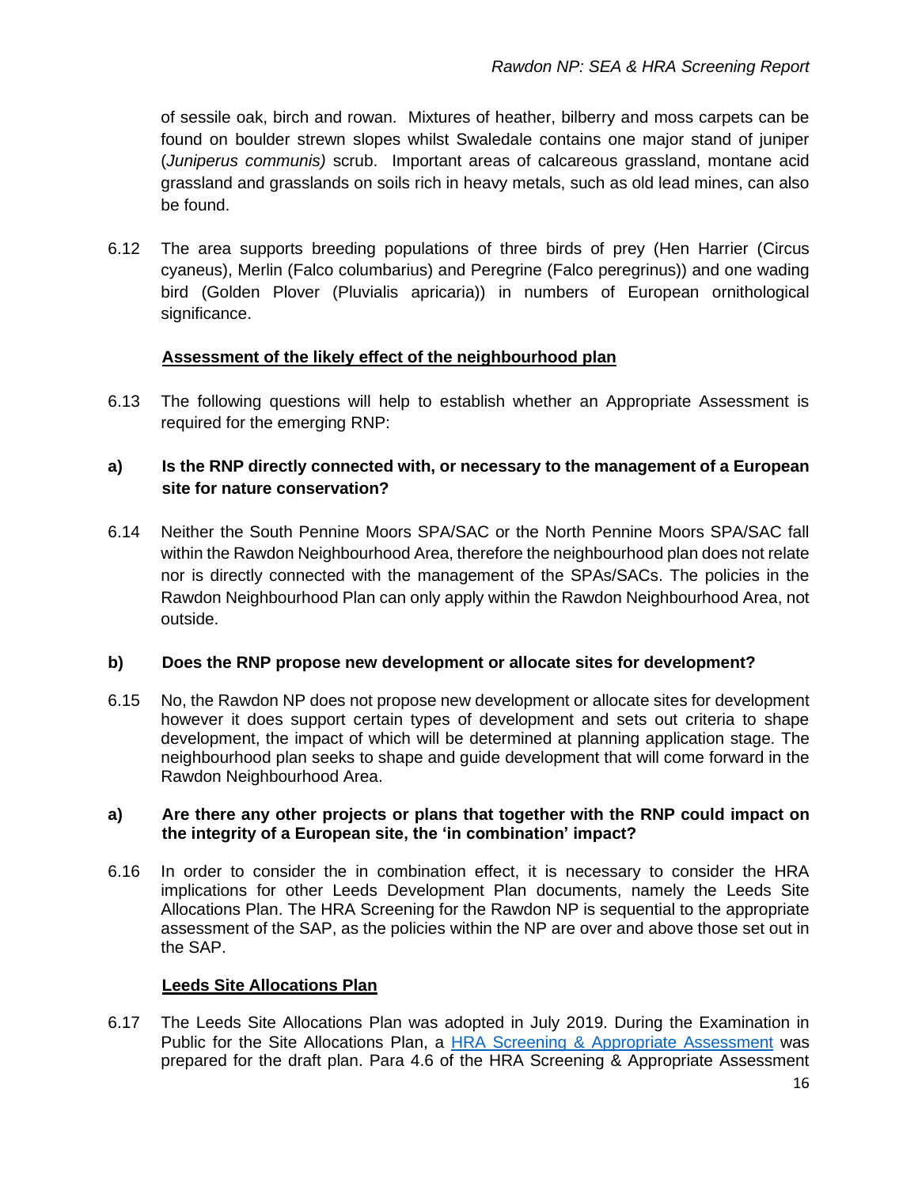of sessile oak, birch and rowan. Mixtures of heather, bilberry and moss carpets can be found on boulder strewn slopes whilst Swaledale contains one major stand of juniper (*Juniperus communis)* scrub. Important areas of calcareous grassland, montane acid grassland and grasslands on soils rich in heavy metals, such as old lead mines, can also be found.

6.12 The area supports breeding populations of three birds of prey (Hen Harrier (Circus cyaneus), Merlin (Falco columbarius) and Peregrine (Falco peregrinus)) and one wading bird (Golden Plover (Pluvialis apricaria)) in numbers of European ornithological significance.

**<u>Assessment of the likely effect of the neighbourhood plan</u>**

6.13 The following questions will help to establish whether an Appropriate Assessment is required for the emerging RNP:

**a) Is the RNP directly connected with, or necessary to the management of a European site for nature conservation?**

6.14 Neither the South Pennine Moors SPA/SAC or the North Pennine Moors SPA/SAC fall within the Rawdon Neighbourhood Area, therefore the neighbourhood plan does not relate nor is directly connected with the management of the SPAs/SACs. The policies in the Rawdon Neighbourhood Plan can only apply within the Rawdon Neighbourhood Area, not outside.

**b) Does the RNP propose new development or allocate sites for development?**

6.15 No, the Rawdon NP does not propose new development or allocate sites for development however it does support certain types of development and sets out criteria to shape development, the impact of which will be determined at planning application stage. The neighbourhood plan seeks to shape and guide development that will come forward in the Rawdon Neighbourhood Area.

**a) Are there any other projects or plans that together with the RNP could impact on the integrity of a European site, the 'in combination' impact?**

6.16 In order to consider the in combination effect, it is necessary to consider the HRA implications for other Leeds Development Plan documents, namely the Leeds Site Allocations Plan. The HRA Screening for the Rawdon NP is sequential to the appropriate assessment of the SAP, as the policies within the NP are over and above those set out in the SAP.

**<u>Leeds Site Allocations Plan</u>**

6.17 The Leeds Site Allocations Plan was adopted in July 2019. During the Examination in Public for the Site Allocations Plan, a HRA Screening & Appropriate Assessment was prepared for the draft plan. Para 4.6 of the HRA Screening & Appropriate Assessment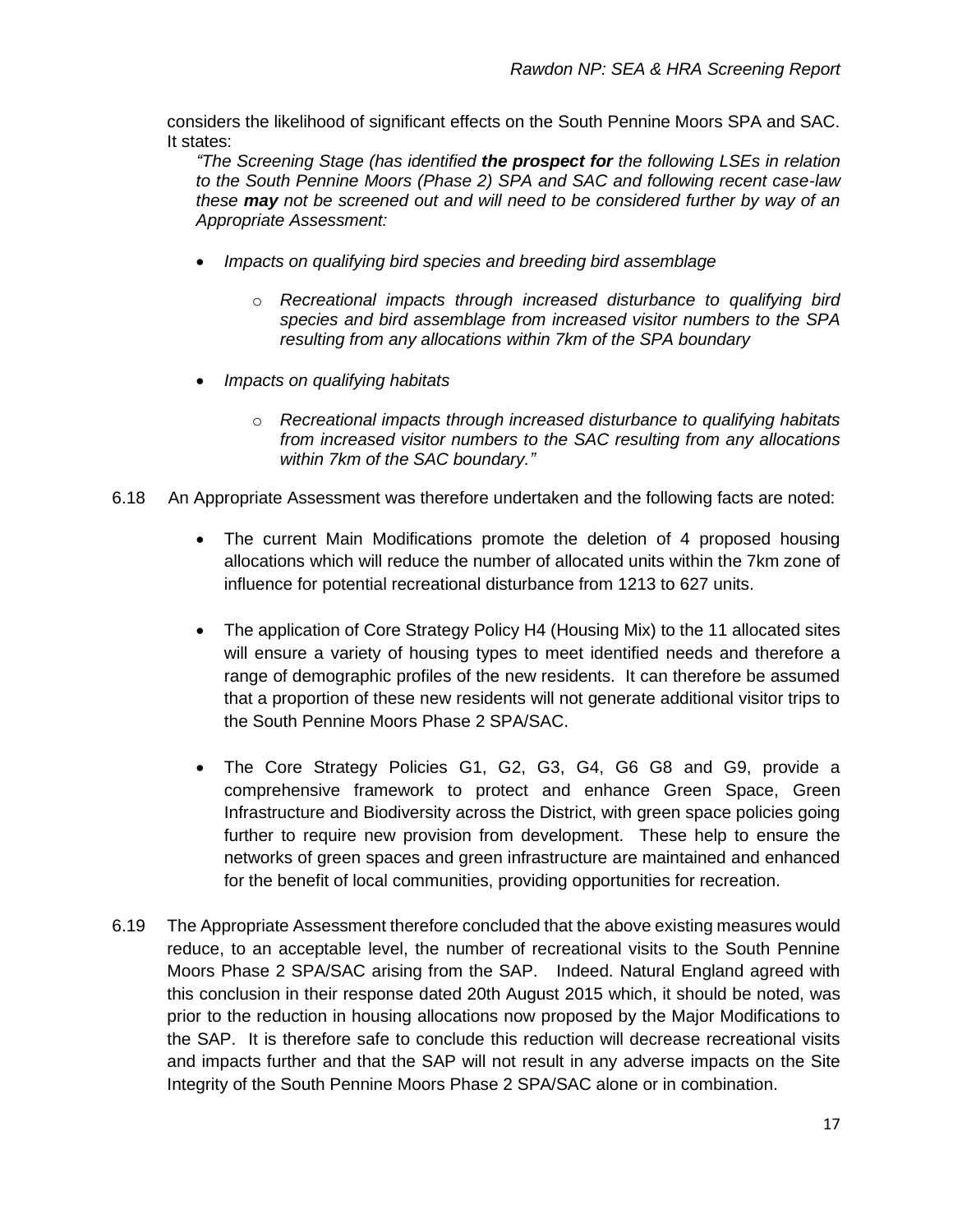considers the likelihood of significant effects on the South Pennine Moors SPA and SAC. It states:

*"The Screening Stage (has identified* ***the prospect for*** *the following LSEs in relation to the South Pennine Moors (Phase 2) SPA and SAC and following recent case-law these* ***may*** *not be screened out and will need to be considered further by way of an Appropriate Assessment:*

- *Impacts on qualifying bird species and breeding bird assemblage*
  - *Recreational impacts through increased disturbance to qualifying bird species and bird assemblage from increased visitor numbers to the SPA resulting from any allocations within 7km of the SPA boundary*
- *Impacts on qualifying habitats*
  - *Recreational impacts through increased disturbance to qualifying habitats from increased visitor numbers to the SAC resulting from any allocations within 7km of the SAC boundary."*

6.18 An Appropriate Assessment was therefore undertaken and the following facts are noted:

- The current Main Modifications promote the deletion of 4 proposed housing allocations which will reduce the number of allocated units within the 7km zone of influence for potential recreational disturbance from 1213 to 627 units.
- The application of Core Strategy Policy H4 (Housing Mix) to the 11 allocated sites will ensure a variety of housing types to meet identified needs and therefore a range of demographic profiles of the new residents. It can therefore be assumed that a proportion of these new residents will not generate additional visitor trips to the South Pennine Moors Phase 2 SPA/SAC.
- The Core Strategy Policies G1, G2, G3, G4, G6 G8 and G9, provide a comprehensive framework to protect and enhance Green Space, Green Infrastructure and Biodiversity across the District, with green space policies going further to require new provision from development. These help to ensure the networks of green spaces and green infrastructure are maintained and enhanced for the benefit of local communities, providing opportunities for recreation.

6.19 The Appropriate Assessment therefore concluded that the above existing measures would reduce, to an acceptable level, the number of recreational visits to the South Pennine Moors Phase 2 SPA/SAC arising from the SAP. Indeed. Natural England agreed with this conclusion in their response dated 20th August 2015 which, it should be noted, was prior to the reduction in housing allocations now proposed by the Major Modifications to the SAP. It is therefore safe to conclude this reduction will decrease recreational visits and impacts further and that the SAP will not result in any adverse impacts on the Site Integrity of the South Pennine Moors Phase 2 SPA/SAC alone or in combination.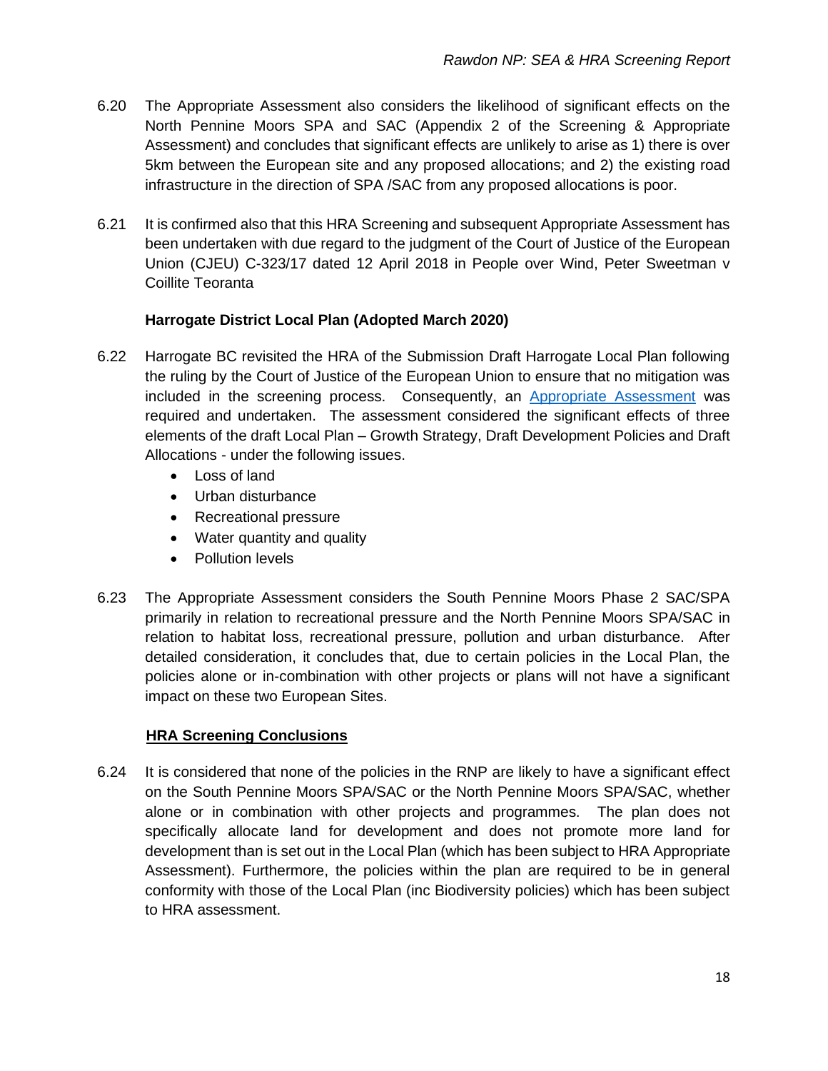6.20 The Appropriate Assessment also considers the likelihood of significant effects on the North Pennine Moors SPA and SAC (Appendix 2 of the Screening & Appropriate Assessment) and concludes that significant effects are unlikely to arise as 1) there is over 5km between the European site and any proposed allocations; and 2) the existing road infrastructure in the direction of SPA /SAC from any proposed allocations is poor.

6.21 It is confirmed also that this HRA Screening and subsequent Appropriate Assessment has been undertaken with due regard to the judgment of the Court of Justice of the European Union (CJEU) C-323/17 dated 12 April 2018 in People over Wind, Peter Sweetman v Coillite Teoranta

**Harrogate District Local Plan (Adopted March 2020)**

6.22 Harrogate BC revisited the HRA of the Submission Draft Harrogate Local Plan following the ruling by the Court of Justice of the European Union to ensure that no mitigation was included in the screening process. Consequently, an Appropriate Assessment was required and undertaken. The assessment considered the significant effects of three elements of the draft Local Plan – Growth Strategy, Draft Development Policies and Draft Allocations - under the following issues.

- Loss of land
- Urban disturbance
- Recreational pressure
- Water quantity and quality
- Pollution levels

6.23 The Appropriate Assessment considers the South Pennine Moors Phase 2 SAC/SPA primarily in relation to recreational pressure and the North Pennine Moors SPA/SAC in relation to habitat loss, recreational pressure, pollution and urban disturbance. After detailed consideration, it concludes that, due to certain policies in the Local Plan, the policies alone or in-combination with other projects or plans will not have a significant impact on these two European Sites.

**HRA Screening Conclusions**

6.24 It is considered that none of the policies in the RNP are likely to have a significant effect on the South Pennine Moors SPA/SAC or the North Pennine Moors SPA/SAC, whether alone or in combination with other projects and programmes. The plan does not specifically allocate land for development and does not promote more land for development than is set out in the Local Plan (which has been subject to HRA Appropriate Assessment). Furthermore, the policies within the plan are required to be in general conformity with those of the Local Plan (inc Biodiversity policies) which has been subject to HRA assessment.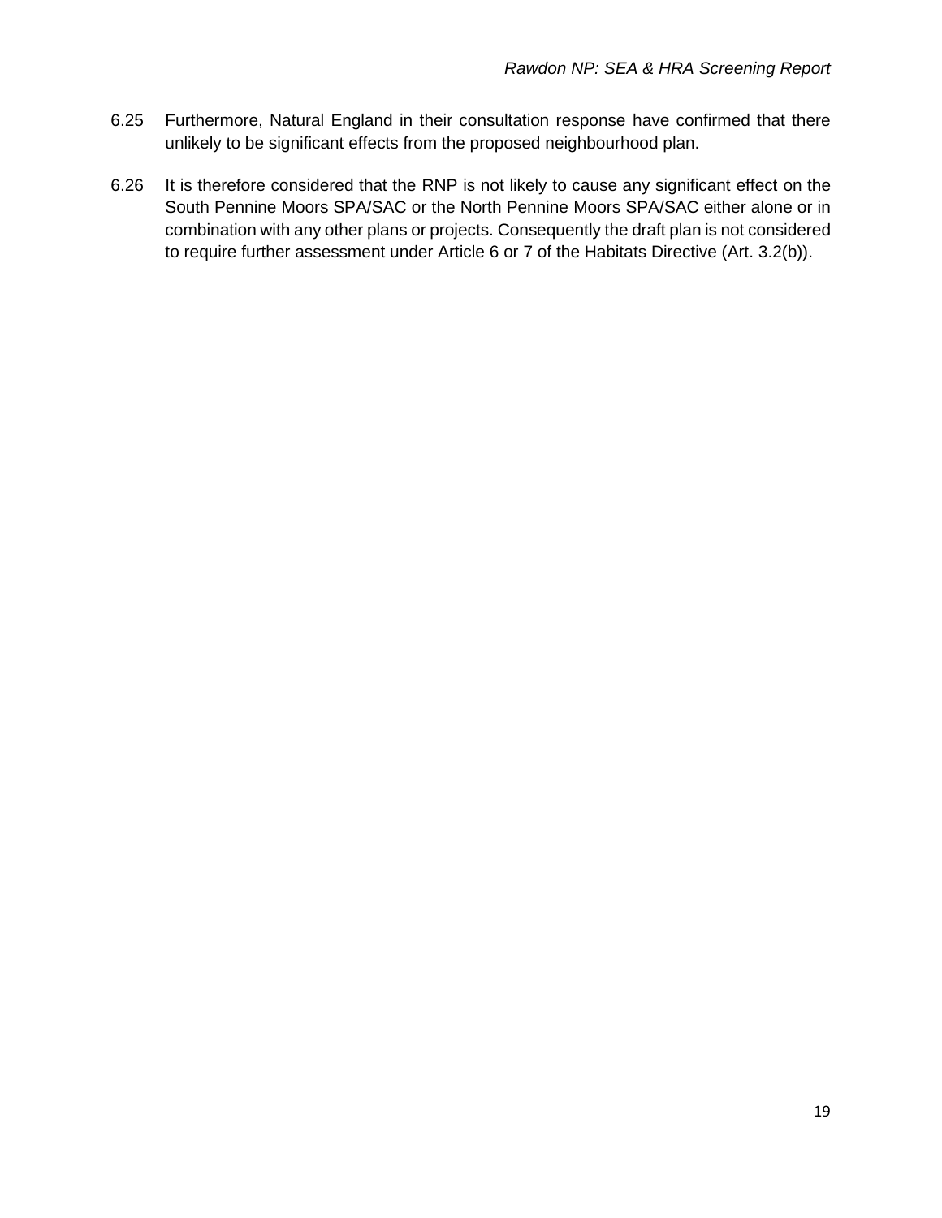6.25 Furthermore, Natural England in their consultation response have confirmed that there unlikely to be significant effects from the proposed neighbourhood plan.

6.26 It is therefore considered that the RNP is not likely to cause any significant effect on the South Pennine Moors SPA/SAC or the North Pennine Moors SPA/SAC either alone or in combination with any other plans or projects. Consequently the draft plan is not considered to require further assessment under Article 6 or 7 of the Habitats Directive (Art. 3.2(b)).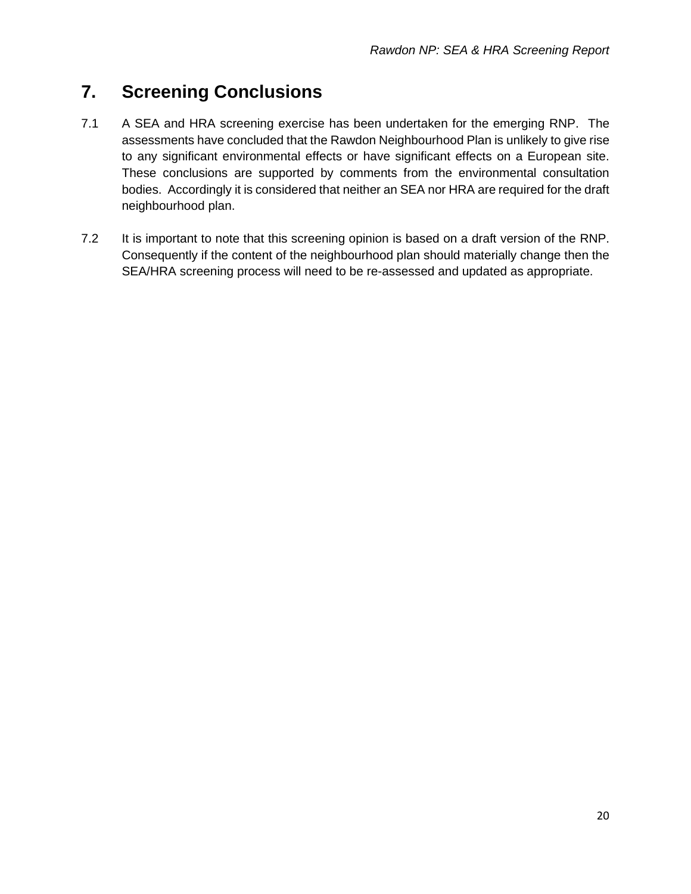# 7. Screening Conclusions

7.1 A SEA and HRA screening exercise has been undertaken for the emerging RNP. The assessments have concluded that the Rawdon Neighbourhood Plan is unlikely to give rise to any significant environmental effects or have significant effects on a European site. These conclusions are supported by comments from the environmental consultation bodies. Accordingly it is considered that neither an SEA nor HRA are required for the draft neighbourhood plan.

7.2 It is important to note that this screening opinion is based on a draft version of the RNP. Consequently if the content of the neighbourhood plan should materially change then the SEA/HRA screening process will need to be re-assessed and updated as appropriate.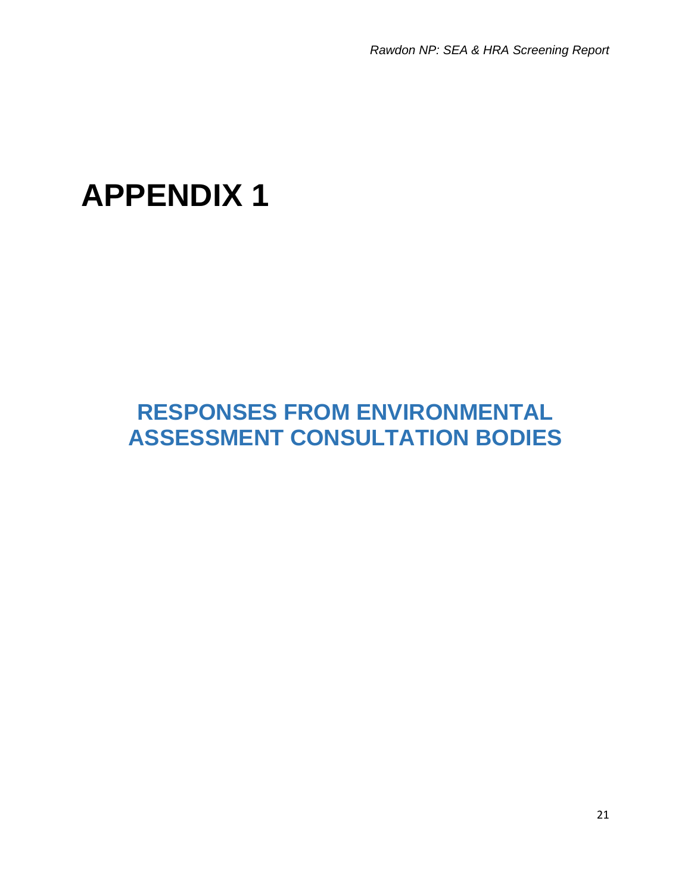# APPENDIX 1

## RESPONSES FROM ENVIRONMENTAL ASSESSMENT CONSULTATION BODIES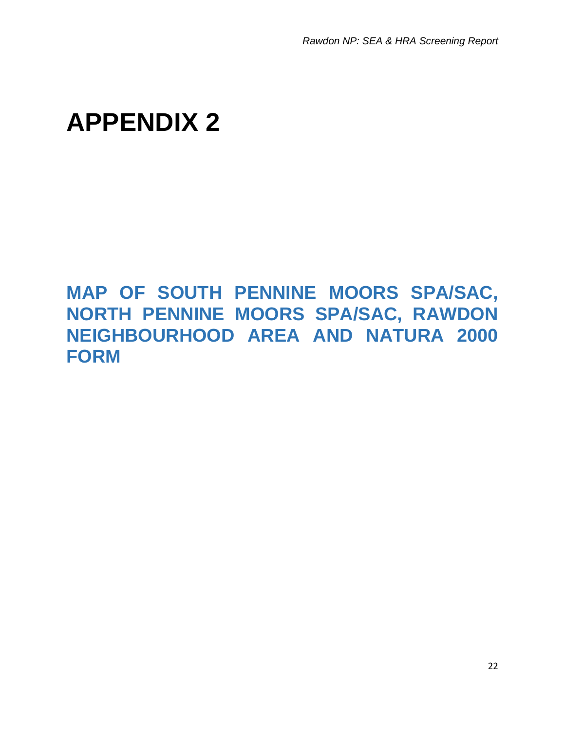# APPENDIX 2

## MAP OF SOUTH PENNINE MOORS SPA/SAC, NORTH PENNINE MOORS SPA/SAC, RAWDON NEIGHBOURHOOD AREA AND NATURA 2000 FORM